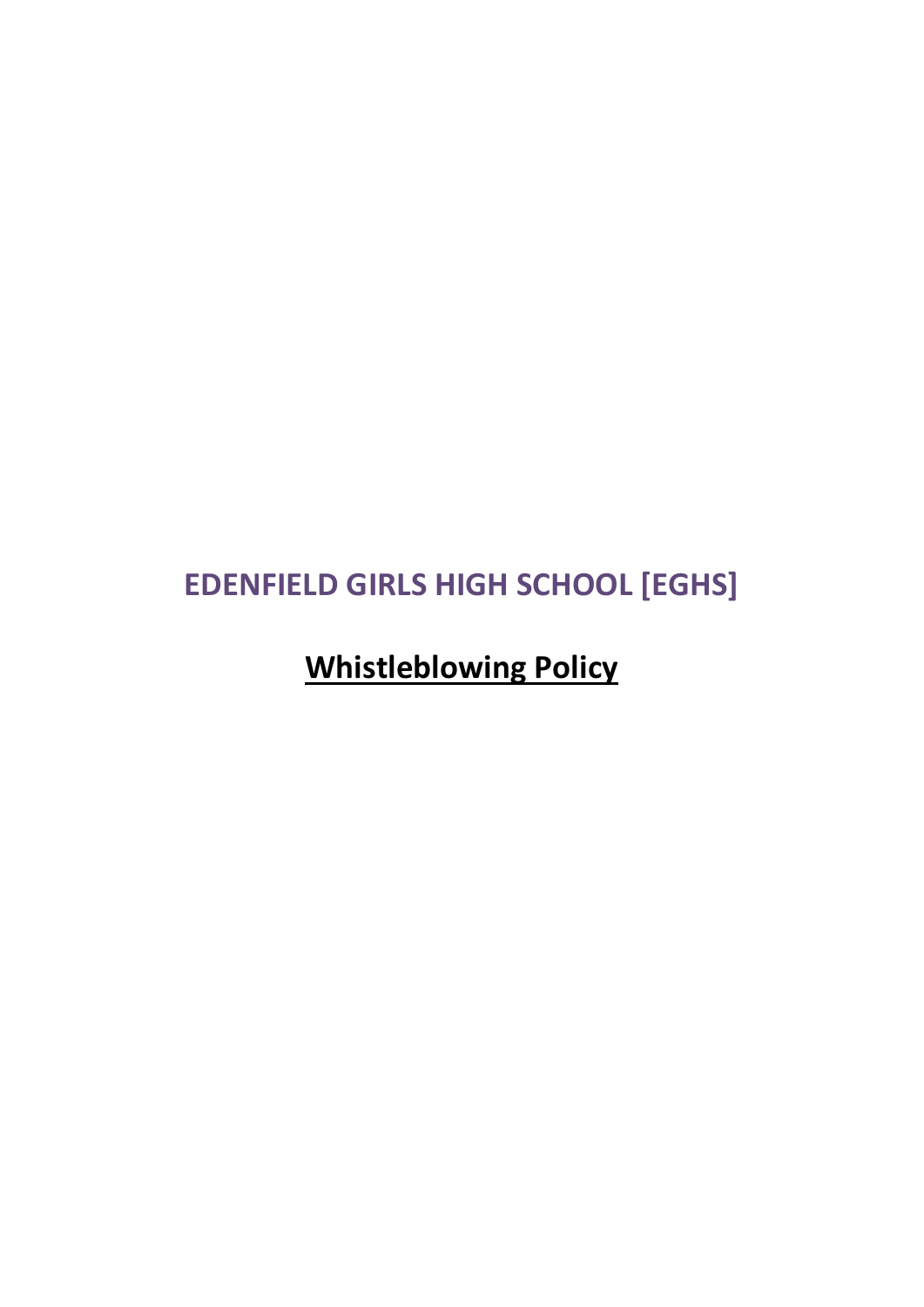# EDENFIELD GIRLS HIGH SCHOOL [EGHS]

## Whistleblowing Policy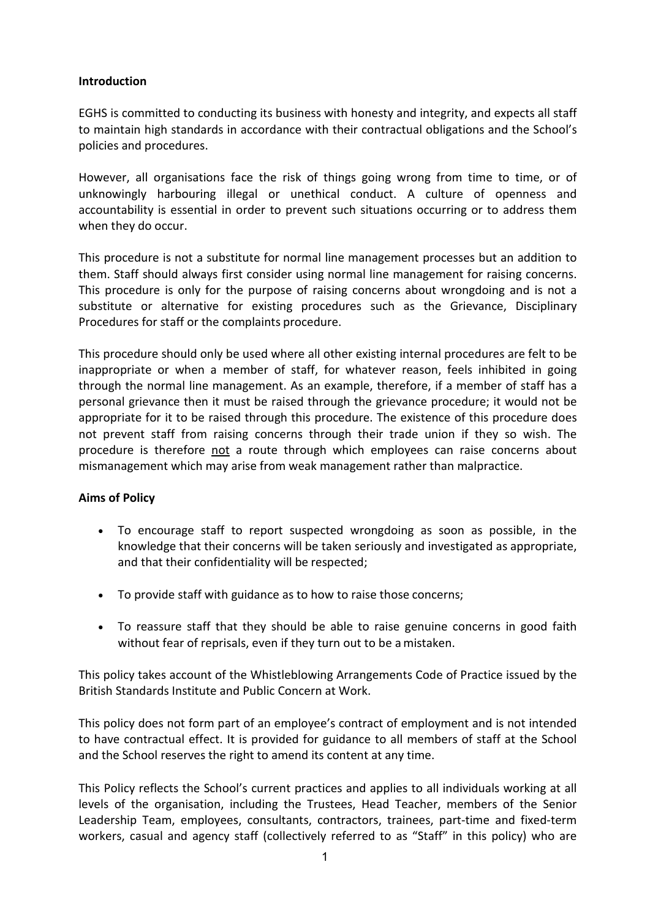**Introduction**

EGHS is committed to conducting its business with honesty and integrity, and expects all staff to maintain high standards in accordance with their contractual obligations and the School's policies and procedures.

However, all organisations face the risk of things going wrong from time to time, or of unknowingly harbouring illegal or unethical conduct. A culture of openness and accountability is essential in order to prevent such situations occurring or to address them when they do occur.

This procedure is not a substitute for normal line management processes but an addition to them. Staff should always first consider using normal line management for raising concerns. This procedure is only for the purpose of raising concerns about wrongdoing and is not a substitute or alternative for existing procedures such as the Grievance, Disciplinary Procedures for staff or the complaints procedure.

This procedure should only be used where all other existing internal procedures are felt to be inappropriate or when a member of staff, for whatever reason, feels inhibited in going through the normal line management. As an example, therefore, if a member of staff has a personal grievance then it must be raised through the grievance procedure; it would not be appropriate for it to be raised through this procedure. The existence of this procedure does not prevent staff from raising concerns through their trade union if they so wish. The procedure is therefore <u>not</u> a route through which employees can raise concerns about mismanagement which may arise from weak management rather than malpractice.

**Aims of Policy**

- To encourage staff to report suspected wrongdoing as soon as possible, in the knowledge that their concerns will be taken seriously and investigated as appropriate, and that their confidentiality will be respected;
- To provide staff with guidance as to how to raise those concerns;
- To reassure staff that they should be able to raise genuine concerns in good faith without fear of reprisals, even if they turn out to be a mistaken.

This policy takes account of the Whistleblowing Arrangements Code of Practice issued by the British Standards Institute and Public Concern at Work.

This policy does not form part of an employee's contract of employment and is not intended to have contractual effect. It is provided for guidance to all members of staff at the School and the School reserves the right to amend its content at any time.

This Policy reflects the School's current practices and applies to all individuals working at all levels of the organisation, including the Trustees, Head Teacher, members of the Senior Leadership Team, employees, consultants, contractors, trainees, part-time and fixed-term workers, casual and agency staff (collectively referred to as "Staff" in this policy) who are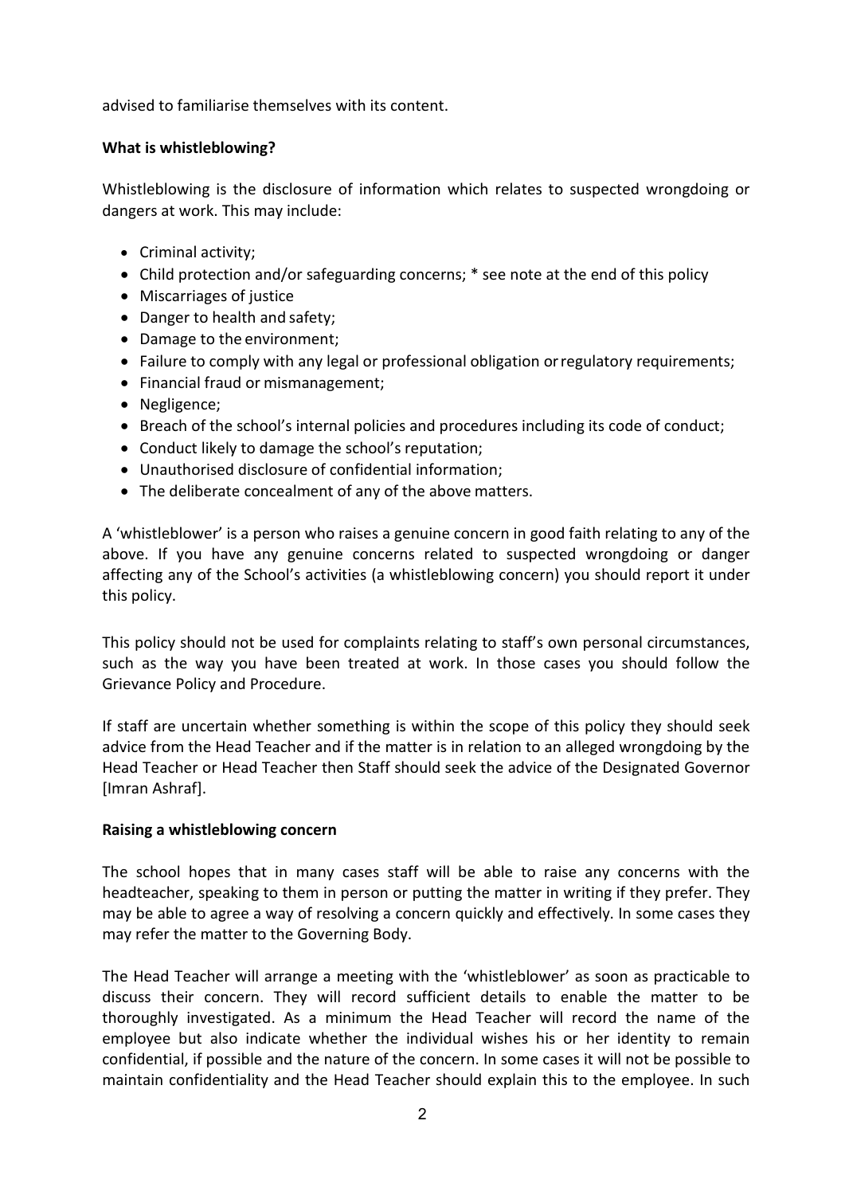advised to familiarise themselves with its content.

**What is whistleblowing?**

Whistleblowing is the disclosure of information which relates to suspected wrongdoing or dangers at work. This may include:

- Criminal activity;
- Child protection and/or safeguarding concerns; * see note at the end of this policy
- Miscarriages of justice
- Danger to health and safety;
- Damage to the environment;
- Failure to comply with any legal or professional obligation or regulatory requirements;
- Financial fraud or mismanagement;
- Negligence;
- Breach of the school's internal policies and procedures including its code of conduct;
- Conduct likely to damage the school's reputation;
- Unauthorised disclosure of confidential information;
- The deliberate concealment of any of the above matters.

A 'whistleblower' is a person who raises a genuine concern in good faith relating to any of the above. If you have any genuine concerns related to suspected wrongdoing or danger affecting any of the School's activities (a whistleblowing concern) you should report it under this policy.

This policy should not be used for complaints relating to staff's own personal circumstances, such as the way you have been treated at work. In those cases you should follow the Grievance Policy and Procedure.

If staff are uncertain whether something is within the scope of this policy they should seek advice from the Head Teacher and if the matter is in relation to an alleged wrongdoing by the Head Teacher or Head Teacher then Staff should seek the advice of the Designated Governor [Imran Ashraf].

**Raising a whistleblowing concern**

The school hopes that in many cases staff will be able to raise any concerns with the headteacher, speaking to them in person or putting the matter in writing if they prefer. They may be able to agree a way of resolving a concern quickly and effectively. In some cases they may refer the matter to the Governing Body.

The Head Teacher will arrange a meeting with the 'whistleblower' as soon as practicable to discuss their concern. They will record sufficient details to enable the matter to be thoroughly investigated. As a minimum the Head Teacher will record the name of the employee but also indicate whether the individual wishes his or her identity to remain confidential, if possible and the nature of the concern. In some cases it will not be possible to maintain confidentiality and the Head Teacher should explain this to the employee. In such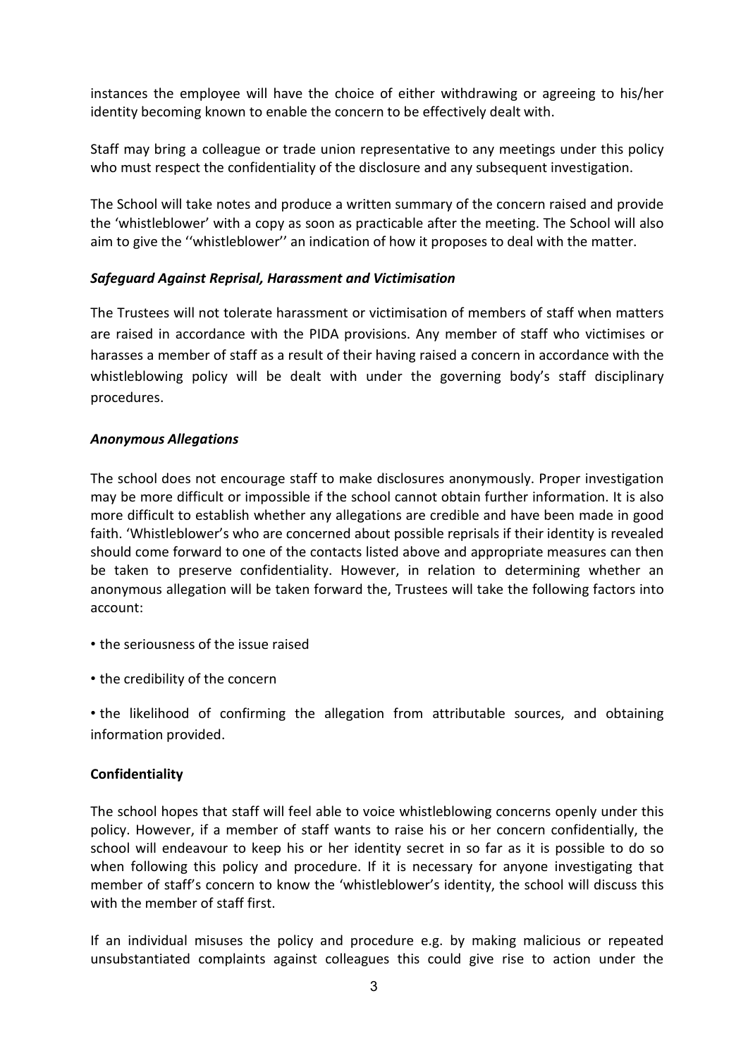instances the employee will have the choice of either withdrawing or agreeing to his/her identity becoming known to enable the concern to be effectively dealt with.

Staff may bring a colleague or trade union representative to any meetings under this policy who must respect the confidentiality of the disclosure and any subsequent investigation.

The School will take notes and produce a written summary of the concern raised and provide the 'whistleblower' with a copy as soon as practicable after the meeting. The School will also aim to give the ''whistleblower'' an indication of how it proposes to deal with the matter.

***Safeguard Against Reprisal, Harassment and Victimisation***

The Trustees will not tolerate harassment or victimisation of members of staff when matters are raised in accordance with the PIDA provisions. Any member of staff who victimises or harasses a member of staff as a result of their having raised a concern in accordance with the whistleblowing policy will be dealt with under the governing body's staff disciplinary procedures.

***Anonymous Allegations***

The school does not encourage staff to make disclosures anonymously. Proper investigation may be more difficult or impossible if the school cannot obtain further information. It is also more difficult to establish whether any allegations are credible and have been made in good faith. 'Whistleblower's who are concerned about possible reprisals if their identity is revealed should come forward to one of the contacts listed above and appropriate measures can then be taken to preserve confidentiality. However, in relation to determining whether an anonymous allegation will be taken forward the, Trustees will take the following factors into account:

- the seriousness of the issue raised
- the credibility of the concern
- the likelihood of confirming the allegation from attributable sources, and obtaining information provided.

**Confidentiality**

The school hopes that staff will feel able to voice whistleblowing concerns openly under this policy. However, if a member of staff wants to raise his or her concern confidentially, the school will endeavour to keep his or her identity secret in so far as it is possible to do so when following this policy and procedure. If it is necessary for anyone investigating that member of staff's concern to know the 'whistleblower's identity, the school will discuss this with the member of staff first.

If an individual misuses the policy and procedure e.g. by making malicious or repeated unsubstantiated complaints against colleagues this could give rise to action under the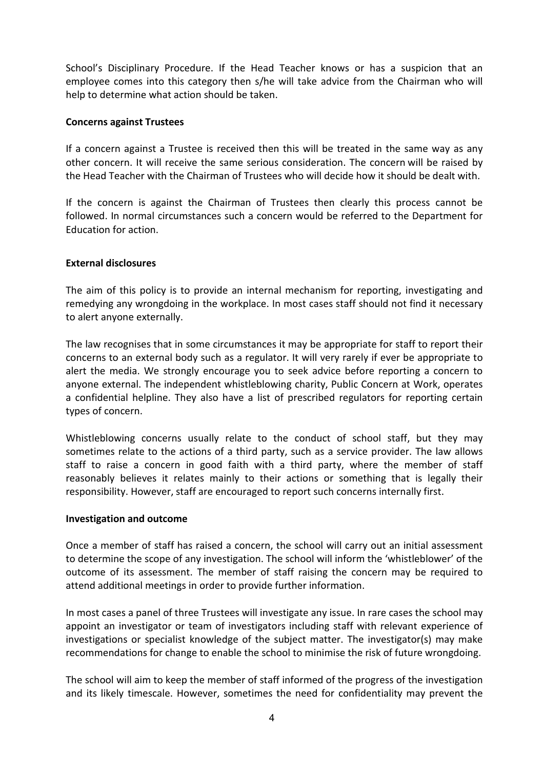School's Disciplinary Procedure. If the Head Teacher knows or has a suspicion that an employee comes into this category then s/he will take advice from the Chairman who will help to determine what action should be taken.

**Concerns against Trustees**

If a concern against a Trustee is received then this will be treated in the same way as any other concern. It will receive the same serious consideration. The concern will be raised by the Head Teacher with the Chairman of Trustees who will decide how it should be dealt with.

If the concern is against the Chairman of Trustees then clearly this process cannot be followed. In normal circumstances such a concern would be referred to the Department for Education for action.

**External disclosures**

The aim of this policy is to provide an internal mechanism for reporting, investigating and remedying any wrongdoing in the workplace. In most cases staff should not find it necessary to alert anyone externally.

The law recognises that in some circumstances it may be appropriate for staff to report their concerns to an external body such as a regulator. It will very rarely if ever be appropriate to alert the media. We strongly encourage you to seek advice before reporting a concern to anyone external. The independent whistleblowing charity, Public Concern at Work, operates a confidential helpline. They also have a list of prescribed regulators for reporting certain types of concern.

Whistleblowing concerns usually relate to the conduct of school staff, but they may sometimes relate to the actions of a third party, such as a service provider. The law allows staff to raise a concern in good faith with a third party, where the member of staff reasonably believes it relates mainly to their actions or something that is legally their responsibility. However, staff are encouraged to report such concerns internally first.

**Investigation and outcome**

Once a member of staff has raised a concern, the school will carry out an initial assessment to determine the scope of any investigation. The school will inform the 'whistleblower' of the outcome of its assessment. The member of staff raising the concern may be required to attend additional meetings in order to provide further information.

In most cases a panel of three Trustees will investigate any issue. In rare cases the school may appoint an investigator or team of investigators including staff with relevant experience of investigations or specialist knowledge of the subject matter. The investigator(s) may make recommendations for change to enable the school to minimise the risk of future wrongdoing.

The school will aim to keep the member of staff informed of the progress of the investigation and its likely timescale. However, sometimes the need for confidentiality may prevent the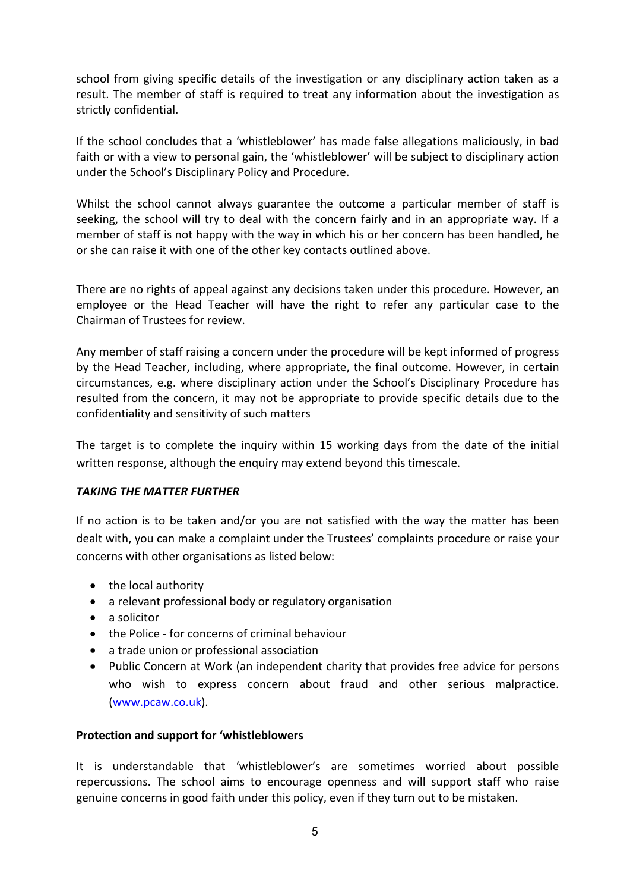school from giving specific details of the investigation or any disciplinary action taken as a result. The member of staff is required to treat any information about the investigation as strictly confidential.

If the school concludes that a 'whistleblower' has made false allegations maliciously, in bad faith or with a view to personal gain, the 'whistleblower' will be subject to disciplinary action under the School's Disciplinary Policy and Procedure.

Whilst the school cannot always guarantee the outcome a particular member of staff is seeking, the school will try to deal with the concern fairly and in an appropriate way. If a member of staff is not happy with the way in which his or her concern has been handled, he or she can raise it with one of the other key contacts outlined above.

There are no rights of appeal against any decisions taken under this procedure. However, an employee or the Head Teacher will have the right to refer any particular case to the Chairman of Trustees for review.

Any member of staff raising a concern under the procedure will be kept informed of progress by the Head Teacher, including, where appropriate, the final outcome. However, in certain circumstances, e.g. where disciplinary action under the School's Disciplinary Procedure has resulted from the concern, it may not be appropriate to provide specific details due to the confidentiality and sensitivity of such matters

The target is to complete the inquiry within 15 working days from the date of the initial written response, although the enquiry may extend beyond this timescale.

***TAKING THE MATTER FURTHER***

If no action is to be taken and/or you are not satisfied with the way the matter has been dealt with, you can make a complaint under the Trustees' complaints procedure or raise your concerns with other organisations as listed below:

- the local authority
- a relevant professional body or regulatory organisation
- a solicitor
- the Police - for concerns of criminal behaviour
- a trade union or professional association
- Public Concern at Work (an independent charity that provides free advice for persons who wish to express concern about fraud and other serious malpractice. (www.pcaw.co.uk).

**Protection and support for 'whistleblowers**

It is understandable that 'whistleblower's are sometimes worried about possible repercussions. The school aims to encourage openness and will support staff who raise genuine concerns in good faith under this policy, even if they turn out to be mistaken.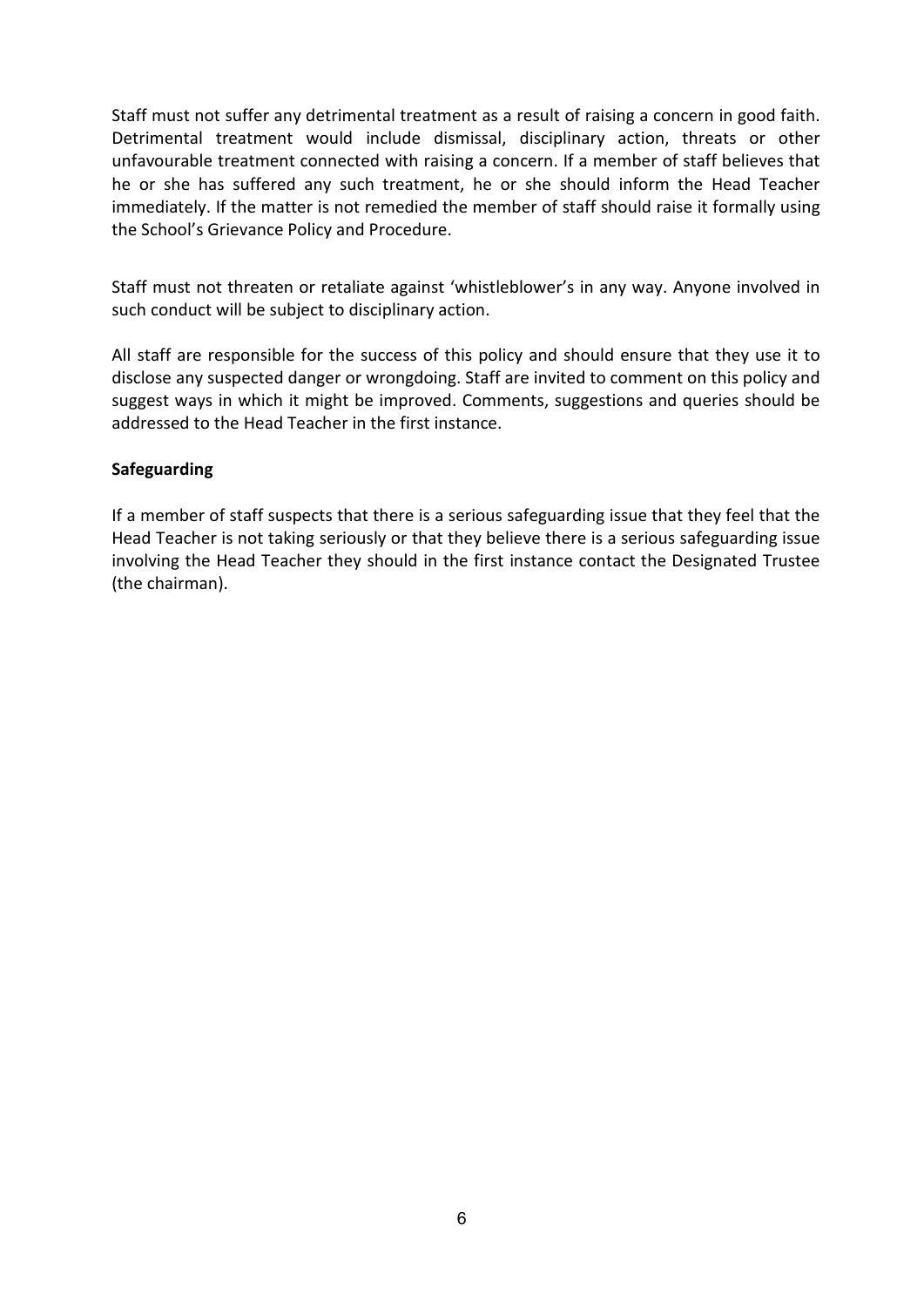Staff must not suffer any detrimental treatment as a result of raising a concern in good faith. Detrimental treatment would include dismissal, disciplinary action, threats or other unfavourable treatment connected with raising a concern. If a member of staff believes that he or she has suffered any such treatment, he or she should inform the Head Teacher immediately. If the matter is not remedied the member of staff should raise it formally using the School's Grievance Policy and Procedure.

Staff must not threaten or retaliate against 'whistleblower's in any way. Anyone involved in such conduct will be subject to disciplinary action.

All staff are responsible for the success of this policy and should ensure that they use it to disclose any suspected danger or wrongdoing. Staff are invited to comment on this policy and suggest ways in which it might be improved. Comments, suggestions and queries should be addressed to the Head Teacher in the first instance.

**Safeguarding**

If a member of staff suspects that there is a serious safeguarding issue that they feel that the Head Teacher is not taking seriously or that they believe there is a serious safeguarding issue involving the Head Teacher they should in the first instance contact the Designated Trustee (the chairman).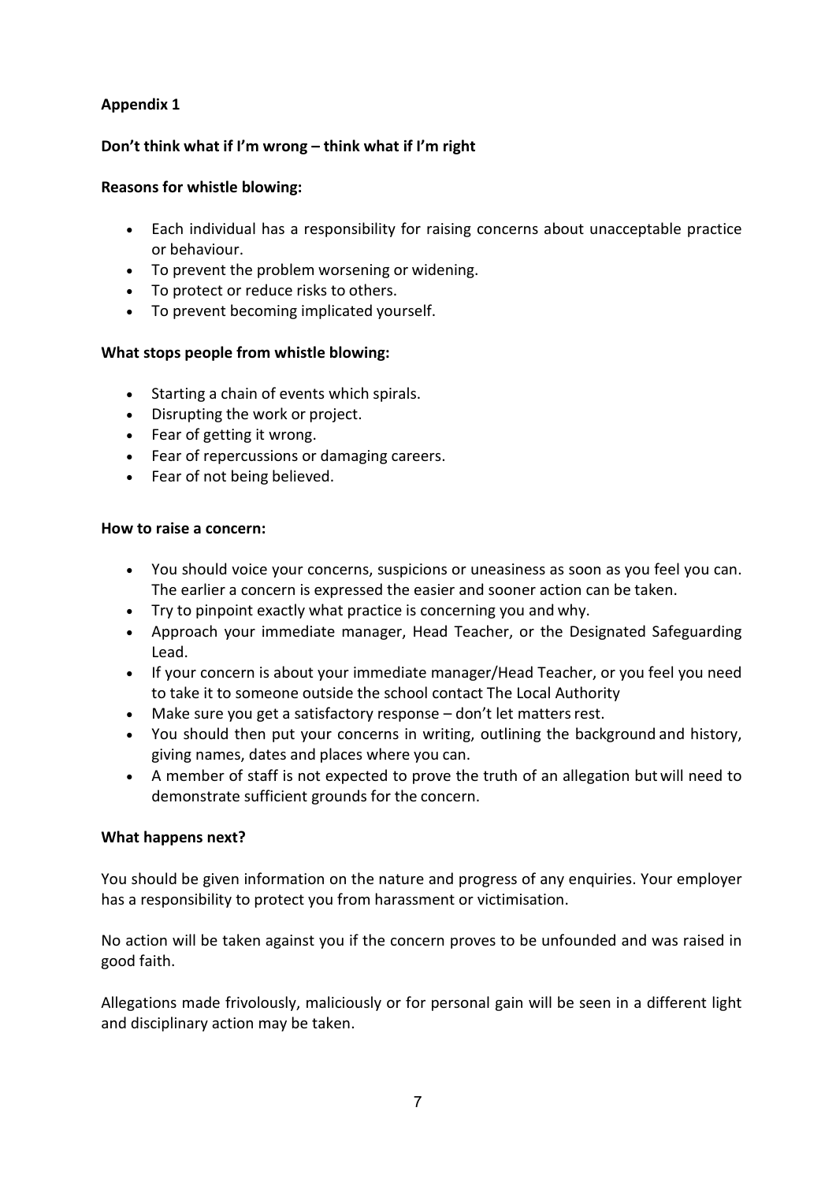**Appendix 1**

**Don't think what if I'm wrong – think what if I'm right**

**Reasons for whistle blowing:**

- Each individual has a responsibility for raising concerns about unacceptable practice or behaviour.
- To prevent the problem worsening or widening.
- To protect or reduce risks to others.
- To prevent becoming implicated yourself.

**What stops people from whistle blowing:**

- Starting a chain of events which spirals.
- Disrupting the work or project.
- Fear of getting it wrong.
- Fear of repercussions or damaging careers.
- Fear of not being believed.

**How to raise a concern:**

- You should voice your concerns, suspicions or uneasiness as soon as you feel you can. The earlier a concern is expressed the easier and sooner action can be taken.
- Try to pinpoint exactly what practice is concerning you and why.
- Approach your immediate manager, Head Teacher, or the Designated Safeguarding Lead.
- If your concern is about your immediate manager/Head Teacher, or you feel you need to take it to someone outside the school contact The Local Authority
- Make sure you get a satisfactory response – don't let matters rest.
- You should then put your concerns in writing, outlining the background and history, giving names, dates and places where you can.
- A member of staff is not expected to prove the truth of an allegation but will need to demonstrate sufficient grounds for the concern.

**What happens next?**

You should be given information on the nature and progress of any enquiries. Your employer has a responsibility to protect you from harassment or victimisation.

No action will be taken against you if the concern proves to be unfounded and was raised in good faith.

Allegations made frivolously, maliciously or for personal gain will be seen in a different light and disciplinary action may be taken.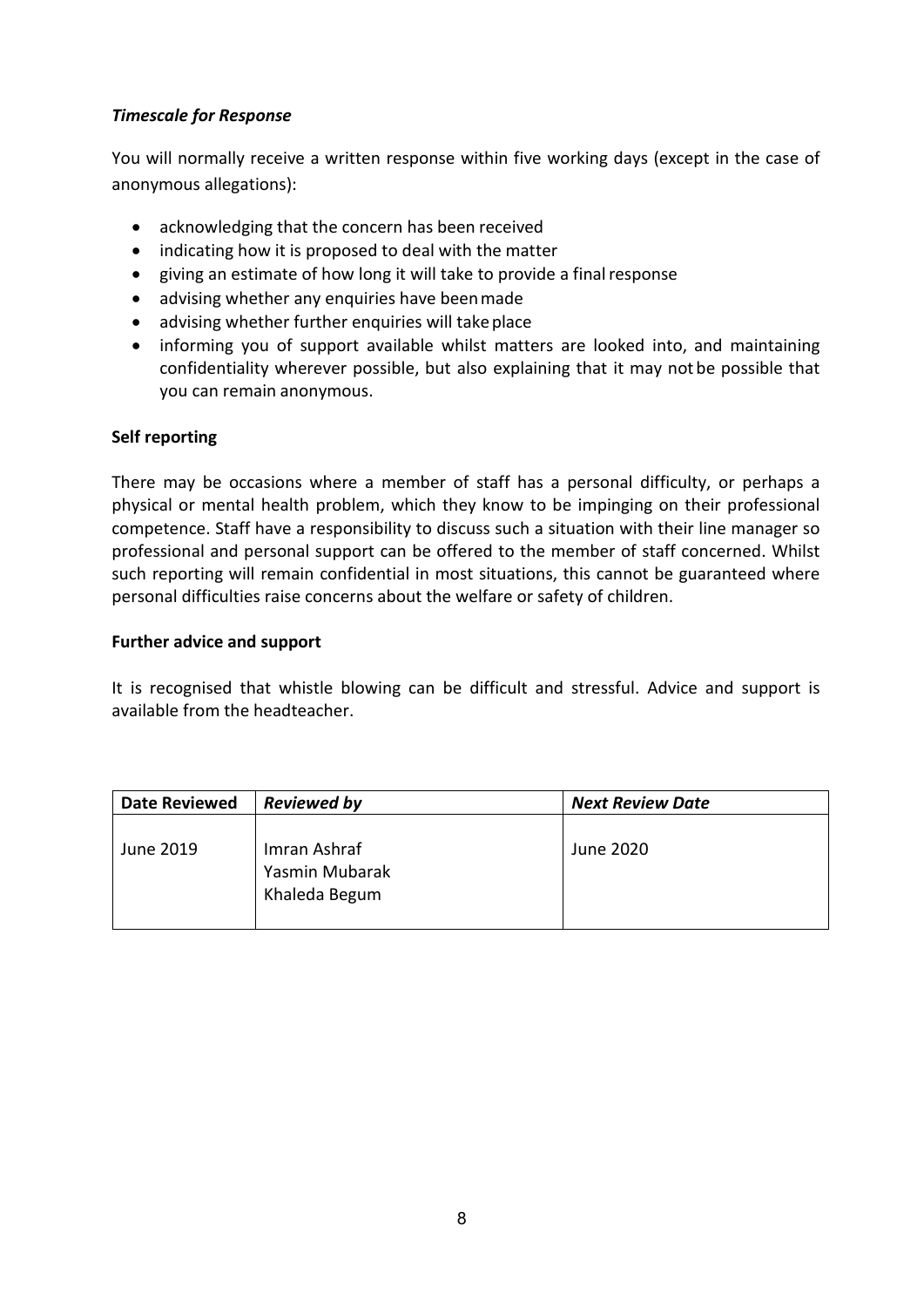***Timescale for Response***

You will normally receive a written response within five working days (except in the case of anonymous allegations):

- acknowledging that the concern has been received
- indicating how it is proposed to deal with the matter
- giving an estimate of how long it will take to provide a final response
- advising whether any enquiries have been made
- advising whether further enquiries will take place
- informing you of support available whilst matters are looked into, and maintaining confidentiality wherever possible, but also explaining that it may not be possible that you can remain anonymous.

**Self reporting**

There may be occasions where a member of staff has a personal difficulty, or perhaps a physical or mental health problem, which they know to be impinging on their professional competence. Staff have a responsibility to discuss such a situation with their line manager so professional and personal support can be offered to the member of staff concerned. Whilst such reporting will remain confidential in most situations, this cannot be guaranteed where personal difficulties raise concerns about the welfare or safety of children.

**Further advice and support**

It is recognised that whistle blowing can be difficult and stressful. Advice and support is available from the headteacher.

| **Date Reviewed** | ***Reviewed by*** | ***Next Review Date*** |
|---|---|---|
| June 2019 | Imran Ashraf<br>Yasmin Mubarak<br>Khaleda Begum | June 2020 |